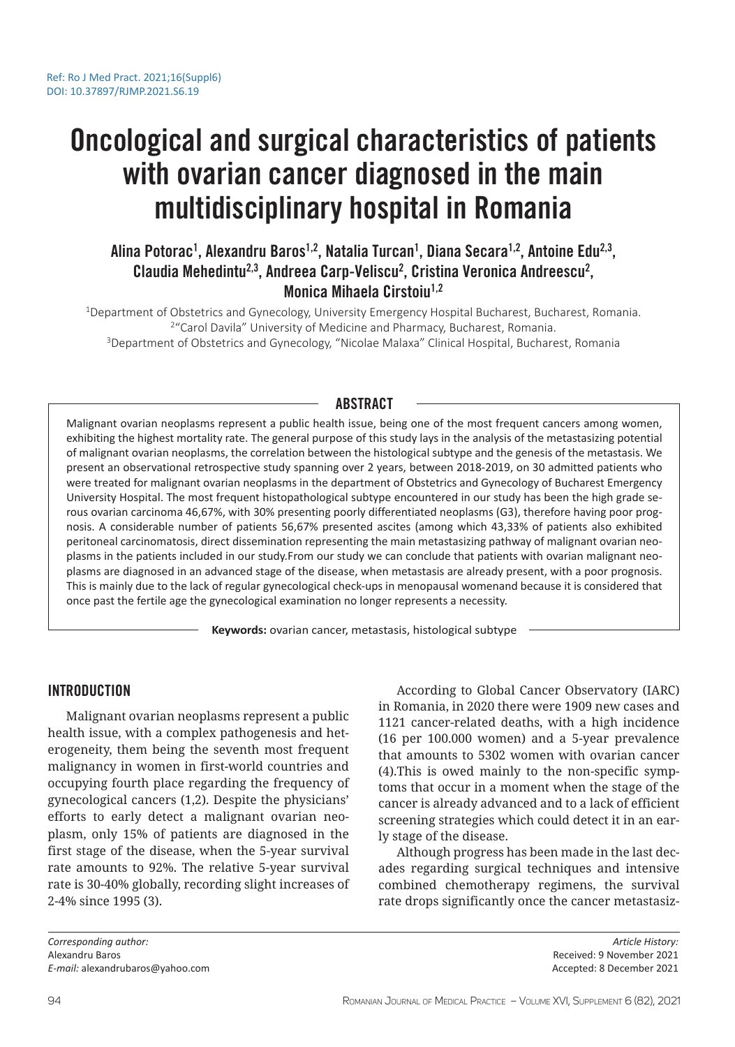Ref: Ro J Med Pract. 2021;16(Suppl6)
DOI: 10.37897/RJMP.2021.S6.19

# Oncological and surgical characteristics of patients with ovarian cancer diagnosed in the main multidisciplinary hospital in Romania

**Alina Potorac[1], Alexandru Baros[1,2], Natalia Turcan[1], Diana Secara[1,2], Antoine Edu[2,3], Claudia Mehedintu[2,3], Andreea Carp-Veliscu[2], Cristina Veronica Andreescu[2], Monica Mihaela Cirstoiu[1,2]**

[1]Department of Obstetrics and Gynecology, University Emergency Hospital Bucharest, Bucharest, Romania.
[2]"Carol Davila" University of Medicine and Pharmacy, Bucharest, Romania.
[3]Department of Obstetrics and Gynecology, "Nicolae Malaxa" Clinical Hospital, Bucharest, Romania

## ABSTRACT

Malignant ovarian neoplasms represent a public health issue, being one of the most frequent cancers among women, exhibiting the highest mortality rate. The general purpose of this study lays in the analysis of the metastasizing potential of malignant ovarian neoplasms, the correlation between the histological subtype and the genesis of the metastasis. We present an observational retrospective study spanning over 2 years, between 2018-2019, on 30 admitted patients who were treated for malignant ovarian neoplasms in the department of Obstetrics and Gynecology of Bucharest Emergency University Hospital. The most frequent histopathological subtype encountered in our study has been the high grade serous ovarian carcinoma 46,67%, with 30% presenting poorly differentiated neoplasms (G3), therefore having poor prognosis. A considerable number of patients 56,67% presented ascites (among which 43,33% of patients also exhibited peritoneal carcinomatosis, direct dissemination representing the main metastasizing pathway of malignant ovarian neoplasms in the patients included in our study.From our study we can conclude that patients with ovarian malignant neoplasms are diagnosed in an advanced stage of the disease, when metastasis are already present, with a poor prognosis. This is mainly due to the lack of regular gynecological check-ups in menopausal womenand because it is considered that once past the fertile age the gynecological examination no longer represents a necessity.

**Keywords:** ovarian cancer, metastasis, histological subtype

## INTRODUCTION

Malignant ovarian neoplasms represent a public health issue, with a complex pathogenesis and heterogeneity, them being the seventh most frequent malignancy in women in first-world countries and occupying fourth place regarding the frequency of gynecological cancers (1,2). Despite the physicians' efforts to early detect a malignant ovarian neoplasm, only 15% of patients are diagnosed in the first stage of the disease, when the 5-year survival rate amounts to 92%. The relative 5-year survival rate is 30-40% globally, recording slight increases of 2-4% since 1995 (3).

According to Global Cancer Observatory (IARC) in Romania, in 2020 there were 1909 new cases and 1121 cancer-related deaths, with a high incidence (16 per 100.000 women) and a 5-year prevalence that amounts to 5302 women with ovarian cancer (4).This is owed mainly to the non-specific symptoms that occur in a moment when the stage of the cancer is already advanced and to a lack of efficient screening strategies which could detect it in an early stage of the disease.

Although progress has been made in the last decades regarding surgical techniques and intensive combined chemotherapy regimens, the survival rate drops significantly once the cancer metastasiz-

*Corresponding author:*
Alexandru Baros
*E-mail:* alexandrubaros@yahoo.com

*Article History:*
Received: 9 November 2021
Accepted: 8 December 2021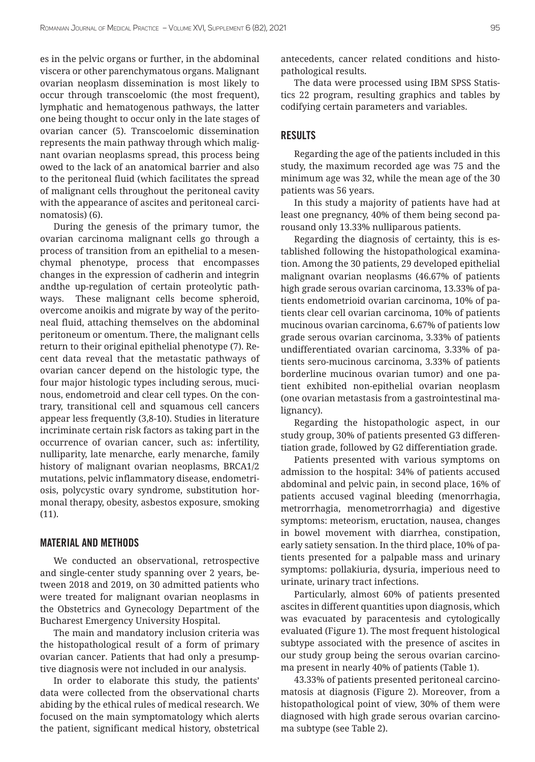es in the pelvic organs or further, in the abdominal viscera or other parenchymatous organs. Malignant ovarian neoplasm dissemination is most likely to occur through transcoelomic (the most frequent), lymphatic and hematogenous pathways, the latter one being thought to occur only in the late stages of ovarian cancer (5). Transcoelomic dissemination represents the main pathway through which malignant ovarian neoplasms spread, this process being owed to the lack of an anatomical barrier and also to the peritoneal fluid (which facilitates the spread of malignant cells throughout the peritoneal cavity with the appearance of ascites and peritoneal carcinomatosis) (6).

During the genesis of the primary tumor, the ovarian carcinoma malignant cells go through a process of transition from an epithelial to a mesenchymal phenotype, process that encompasses changes in the expression of cadherin and integrin andthe up-regulation of certain proteolytic pathways. These malignant cells become spheroid, overcome anoikis and migrate by way of the peritoneal fluid, attaching themselves on the abdominal peritoneum or omentum. There, the malignant cells return to their original epithelial phenotype (7). Recent data reveal that the metastatic pathways of ovarian cancer depend on the histologic type, the four major histologic types including serous, mucinous, endometroid and clear cell types. On the contrary, transitional cell and squamous cell cancers appear less frequently (3,8-10). Studies in literature incriminate certain risk factors as taking part in the occurrence of ovarian cancer, such as: infertility, nulliparity, late menarche, early menarche, family history of malignant ovarian neoplasms, BRCA1/2 mutations, pelvic inflammatory disease, endometriosis, polycystic ovary syndrome, substitution hormonal therapy, obesity, asbestos exposure, smoking (11).

## MATERIAL AND METHODS

We conducted an observational, retrospective and single-center study spanning over 2 years, between 2018 and 2019, on 30 admitted patients who were treated for malignant ovarian neoplasms in the Obstetrics and Gynecology Department of the Bucharest Emergency University Hospital.

The main and mandatory inclusion criteria was the histopathological result of a form of primary ovarian cancer. Patients that had only a presumptive diagnosis were not included in our analysis.

In order to elaborate this study, the patients' data were collected from the observational charts abiding by the ethical rules of medical research. We focused on the main symptomatology which alerts the patient, significant medical history, obstetrical antecedents, cancer related conditions and histopathological results.

The data were processed using IBM SPSS Statistics 22 program, resulting graphics and tables by codifying certain parameters and variables.

## RESULTS

Regarding the age of the patients included in this study, the maximum recorded age was 75 and the minimum age was 32, while the mean age of the 30 patients was 56 years.

In this study a majority of patients have had at least one pregnancy, 40% of them being second parousand only 13.33% nulliparous patients.

Regarding the diagnosis of certainty, this is established following the histopathological examination. Among the 30 patients, 29 developed epithelial malignant ovarian neoplasms (46.67% of patients high grade serous ovarian carcinoma, 13.33% of patients endometrioid ovarian carcinoma, 10% of patients clear cell ovarian carcinoma, 10% of patients mucinous ovarian carcinoma, 6.67% of patients low grade serous ovarian carcinoma, 3.33% of patients undifferentiated ovarian carcinoma, 3.33% of patients sero-mucinous carcinoma, 3.33% of patients borderline mucinous ovarian tumor) and one patient exhibited non-epithelial ovarian neoplasm (one ovarian metastasis from a gastrointestinal malignancy).

Regarding the histopathologic aspect, in our study group, 30% of patients presented G3 differentiation grade, followed by G2 differentiation grade.

Patients presented with various symptoms on admission to the hospital: 34% of patients accused abdominal and pelvic pain, in second place, 16% of patients accused vaginal bleeding (menorrhagia, metrorrhagia, menometrorrhagia) and digestive symptoms: meteorism, eructation, nausea, changes in bowel movement with diarrhea, constipation, early satiety sensation. In the third place, 10% of patients presented for a palpable mass and urinary symptoms: pollakiuria, dysuria, imperious need to urinate, urinary tract infections.

Particularly, almost 60% of patients presented ascites in different quantities upon diagnosis, which was evacuated by paracentesis and cytologically evaluated (Figure 1). The most frequent histological subtype associated with the presence of ascites in our study group being the serous ovarian carcinoma present in nearly 40% of patients (Table 1).

43.33% of patients presented peritoneal carcinomatosis at diagnosis (Figure 2). Moreover, from a histopathological point of view, 30% of them were diagnosed with high grade serous ovarian carcinoma subtype (see Table 2).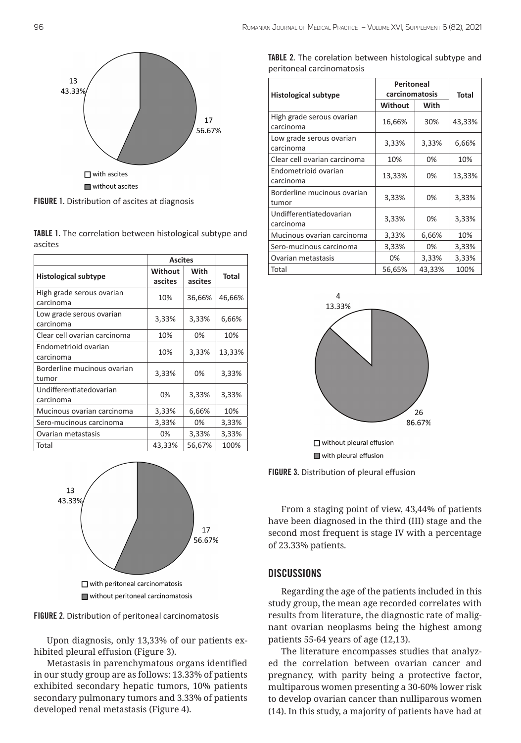FIGURE 1. Distribution of ascites at diagnosis

TABLE 1. The correlation between histological subtype and ascites

| Histological subtype | Ascites | | Total |
|---|---|---|---|
| | Without ascites | With ascites | |
| High grade serous ovarian carcinoma | 10% | 36,66% | 46,66% |
| Low grade serous ovarian carcinoma | 3,33% | 3,33% | 6,66% |
| Clear cell ovarian carcinoma | 10% | 0% | 10% |
| Endometrioid ovarian carcinoma | 10% | 3,33% | 13,33% |
| Borderline mucinous ovarian tumor | 3,33% | 0% | 3,33% |
| Undifferentiatedovarian carcinoma | 0% | 3,33% | 3,33% |
| Mucinous ovarian carcinoma | 3,33% | 6,66% | 10% |
| Sero-mucinous carcinoma | 3,33% | 0% | 3,33% |
| Ovarian metastasis | 0% | 3,33% | 3,33% |
| Total | 43,33% | 56,67% | 100% |

FIGURE 2. Distribution of peritoneal carcinomatosis

Upon diagnosis, only 13,33% of our patients exhibited pleural effusion (Figure 3).

Metastasis in parenchymatous organs identified in our study group are as follows: 13.33% of patients exhibited secondary hepatic tumors, 10% patients secondary pulmonary tumors and 3.33% of patients developed renal metastasis (Figure 4).

TABLE 2. The corelation between histological subtype and peritoneal carcinomatosis

| Histological subtype | Peritoneal carcinomatosis | | Total |
|---|---|---|---|
| | Without | With | |
| High grade serous ovarian carcinoma | 16,66% | 30% | 43,33% |
| Low grade serous ovarian carcinoma | 3,33% | 3,33% | 6,66% |
| Clear cell ovarian carcinoma | 10% | 0% | 10% |
| Endometrioid ovarian carcinoma | 13,33% | 0% | 13,33% |
| Borderline mucinous ovarian tumor | 3,33% | 0% | 3,33% |
| Undifferentiatedovarian carcinoma | 3,33% | 0% | 3,33% |
| Mucinous ovarian carcinoma | 3,33% | 6,66% | 10% |
| Sero-mucinous carcinoma | 3,33% | 0% | 3,33% |
| Ovarian metastasis | 0% | 3,33% | 3,33% |
| Total | 56,65% | 43,33% | 100% |

FIGURE 3. Distribution of pleural effusion

From a staging point of view, 43,44% of patients have been diagnosed in the third (III) stage and the second most frequent is stage IV with a percentage of 23.33% patients.

## DISCUSSIONS

Regarding the age of the patients included in this study group, the mean age recorded correlates with results from literature, the diagnostic rate of malignant ovarian neoplasms being the highest among patients 55-64 years of age (12,13).

The literature encompasses studies that analyzed the correlation between ovarian cancer and pregnancy, with parity being a protective factor, multiparous women presenting a 30-60% lower risk to develop ovarian cancer than nulliparous women (14). In this study, a majority of patients have had at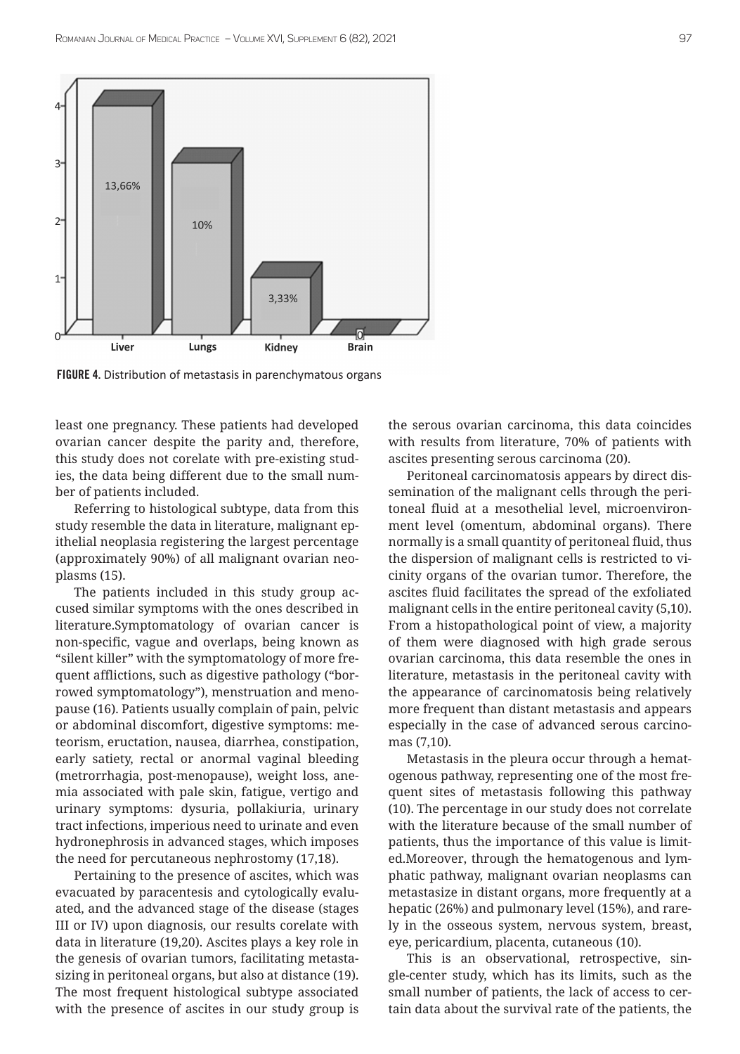FIGURE 4. Distribution of metastasis in parenchymatous organs

least one pregnancy. These patients had developed ovarian cancer despite the parity and, therefore, this study does not corelate with pre-existing studies, the data being different due to the small number of patients included.

Referring to histological subtype, data from this study resemble the data in literature, malignant epithelial neoplasia registering the largest percentage (approximately 90%) of all malignant ovarian neoplasms (15).

The patients included in this study group accused similar symptoms with the ones described in literature.Symptomatology of ovarian cancer is non-specific, vague and overlaps, being known as "silent killer" with the symptomatology of more frequent afflictions, such as digestive pathology ("borrowed symptomatology"), menstruation and menopause (16). Patients usually complain of pain, pelvic or abdominal discomfort, digestive symptoms: meteorism, eructation, nausea, diarrhea, constipation, early satiety, rectal or anormal vaginal bleeding (metrorrhagia, post-menopause), weight loss, anemia associated with pale skin, fatigue, vertigo and urinary symptoms: dysuria, pollakiuria, urinary tract infections, imperious need to urinate and even hydronephrosis in advanced stages, which imposes the need for percutaneous nephrostomy (17,18).

Pertaining to the presence of ascites, which was evacuated by paracentesis and cytologically evaluated, and the advanced stage of the disease (stages III or IV) upon diagnosis, our results corelate with data in literature (19,20). Ascites plays a key role in the genesis of ovarian tumors, facilitating metastasizing in peritoneal organs, but also at distance (19). The most frequent histological subtype associated with the presence of ascites in our study group is the serous ovarian carcinoma, this data coincides with results from literature, 70% of patients with ascites presenting serous carcinoma (20).

Peritoneal carcinomatosis appears by direct dissemination of the malignant cells through the peritoneal fluid at a mesothelial level, microenvironment level (omentum, abdominal organs). There normally is a small quantity of peritoneal fluid, thus the dispersion of malignant cells is restricted to vicinity organs of the ovarian tumor. Therefore, the ascites fluid facilitates the spread of the exfoliated malignant cells in the entire peritoneal cavity (5,10). From a histopathological point of view, a majority of them were diagnosed with high grade serous ovarian carcinoma, this data resemble the ones in literature, metastasis in the peritoneal cavity with the appearance of carcinomatosis being relatively more frequent than distant metastasis and appears especially in the case of advanced serous carcinomas (7,10).

Metastasis in the pleura occur through a hematogenous pathway, representing one of the most frequent sites of metastasis following this pathway (10). The percentage in our study does not correlate with the literature because of the small number of patients, thus the importance of this value is limited.Moreover, through the hematogenous and lymphatic pathway, malignant ovarian neoplasms can metastasize in distant organs, more frequently at a hepatic (26%) and pulmonary level (15%), and rarely in the osseous system, nervous system, breast, eye, pericardium, placenta, cutaneous (10).

This is an observational, retrospective, single-center study, which has its limits, such as the small number of patients, the lack of access to certain data about the survival rate of the patients, the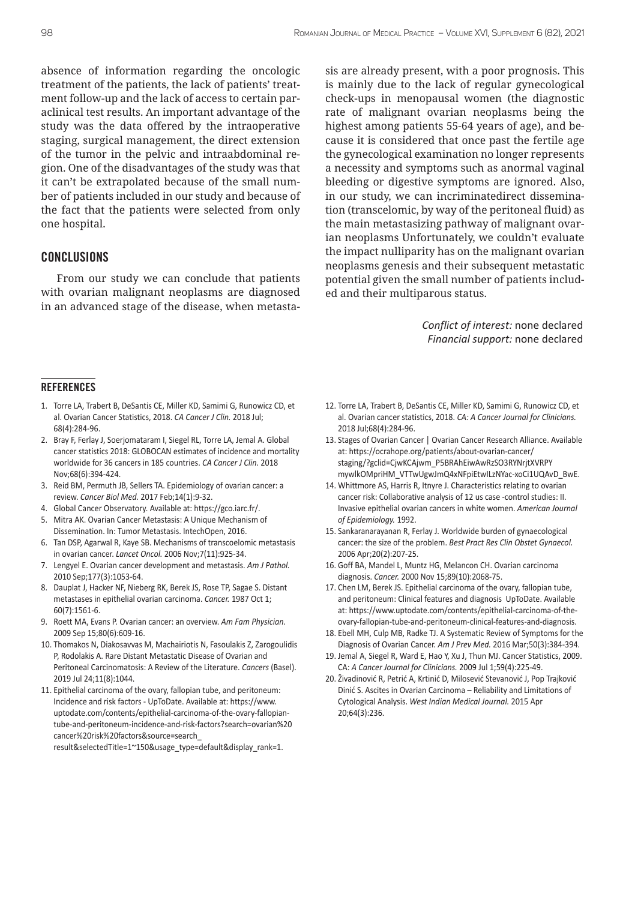absence of information regarding the oncologic treatment of the patients, the lack of patients' treatment follow-up and the lack of access to certain paraclinical test results. An important advantage of the study was the data offered by the intraoperative staging, surgical management, the direct extension of the tumor in the pelvic and intraabdominal region. One of the disadvantages of the study was that it can't be extrapolated because of the small number of patients included in our study and because of the fact that the patients were selected from only one hospital.

## CONCLUSIONS

From our study we can conclude that patients with ovarian malignant neoplasms are diagnosed in an advanced stage of the disease, when metastasis are already present, with a poor prognosis. This is mainly due to the lack of regular gynecological check-ups in menopausal women (the diagnostic rate of malignant ovarian neoplasms being the highest among patients 55-64 years of age), and because it is considered that once past the fertile age the gynecological examination no longer represents a necessity and symptoms such as anormal vaginal bleeding or digestive symptoms are ignored. Also, in our study, we can incriminatedirect dissemination (transcelomic, by way of the peritoneal fluid) as the main metastasizing pathway of malignant ovarian neoplasms Unfortunately, we couldn't evaluate the impact nulliparity has on the malignant ovarian neoplasms genesis and their subsequent metastatic potential given the small number of patients included and their multiparous status.

*Conflict of interest:* none declared
*Financial support:* none declared

## REFERENCES

1. Torre LA, Trabert B, DeSantis CE, Miller KD, Samimi G, Runowicz CD, et al. Ovarian Cancer Statistics, 2018. *CA Cancer J Clin.* 2018 Jul; 68(4):284-96.
2. Bray F, Ferlay J, Soerjomataram I, Siegel RL, Torre LA, Jemal A. Global cancer statistics 2018: GLOBOCAN estimates of incidence and mortality worldwide for 36 cancers in 185 countries. *CA Cancer J Clin.* 2018 Nov;68(6):394-424.
3. Reid BM, Permuth JB, Sellers TA. Epidemiology of ovarian cancer: a review. *Cancer Biol Med.* 2017 Feb;14(1):9-32.
4. Global Cancer Observatory. Available at: https://gco.iarc.fr/.
5. Mitra AK. Ovarian Cancer Metastasis: A Unique Mechanism of Dissemination. In: Tumor Metastasis. IntechOpen, 2016.
6. Tan DSP, Agarwal R, Kaye SB. Mechanisms of transcoelomic metastasis in ovarian cancer. *Lancet Oncol.* 2006 Nov;7(11):925-34.
7. Lengyel E. Ovarian cancer development and metastasis. *Am J Pathol.* 2010 Sep;177(3):1053-64.
8. Dauplat J, Hacker NF, Nieberg RK, Berek JS, Rose TP, Sagae S. Distant metastases in epithelial ovarian carcinoma. *Cancer.* 1987 Oct 1; 60(7):1561-6.
9. Roett MA, Evans P. Ovarian cancer: an overview. *Am Fam Physician.* 2009 Sep 15;80(6):609-16.
10. Thomakos N, Diakosavvas M, Machairiotis N, Fasoulakis Z, Zarogoulidis P, Rodolakis A. Rare Distant Metastatic Disease of Ovarian and Peritoneal Carcinomatosis: A Review of the Literature. *Cancers* (Basel). 2019 Jul 24;11(8):1044.
11. Epithelial carcinoma of the ovary, fallopian tube, and peritoneum: Incidence and risk factors - UpToDate. Available at: https://www.uptodate.com/contents/epithelial-carcinoma-of-the-ovary-fallopian-tube-and-peritoneum-incidence-and-risk-factors?search=ovarian%20cancer%20risk%20factors&source=search_result&selectedTitle=1~150&usage_type=default&display_rank=1.
12. Torre LA, Trabert B, DeSantis CE, Miller KD, Samimi G, Runowicz CD, et al. Ovarian cancer statistics, 2018. *CA: A Cancer Journal for Clinicians.* 2018 Jul;68(4):284-96.
13. Stages of Ovarian Cancer | Ovarian Cancer Research Alliance. Available at: https://ocrahope.org/patients/about-ovarian-cancer/staging/?gclid=CjwKCAjwm_P5BRAhEiwAwRzSO3RYNrjtXVRPYmywlkOMpriHM_VTTwUgwJmQ4xNFpiEtwILzNYac-xoCi1UQAvD_BwE.
14. Whittmore AS, Harris R, Itnyre J. Characteristics relating to ovarian cancer risk: Collaborative analysis of 12 us case -control studies: II. Invasive epithelial ovarian cancers in white women. *American Journal of Epidemiology.* 1992.
15. Sankaranarayanan R, Ferlay J. Worldwide burden of gynaecological cancer: the size of the problem. *Best Pract Res Clin Obstet Gynaecol.* 2006 Apr;20(2):207-25.
16. Goff BA, Mandel L, Muntz HG, Melancon CH. Ovarian carcinoma diagnosis. *Cancer.* 2000 Nov 15;89(10):2068-75.
17. Chen LM, Berek JS. Epithelial carcinoma of the ovary, fallopian tube, and peritoneum: Clinical features and diagnosis UpToDate. Available at: https://www.uptodate.com/contents/epithelial-carcinoma-of-the-ovary-fallopian-tube-and-peritoneum-clinical-features-and-diagnosis.
18. Ebell MH, Culp MB, Radke TJ. A Systematic Review of Symptoms for the Diagnosis of Ovarian Cancer. *Am J Prev Med.* 2016 Mar;50(3):384-394.
19. Jemal A, Siegel R, Ward E, Hao Y, Xu J, Thun MJ. Cancer Statistics, 2009. CA: *A Cancer Journal for Clinicians.* 2009 Jul 1;59(4):225-49.
20. Živadinović R, Petrić A, Krtinić D, Milosević Stevanović J, Pop Trajković Dinić S. Ascites in Ovarian Carcinoma – Reliability and Limitations of Cytological Analysis. *West Indian Medical Journal.* 2015 Apr 20;64(3):236.